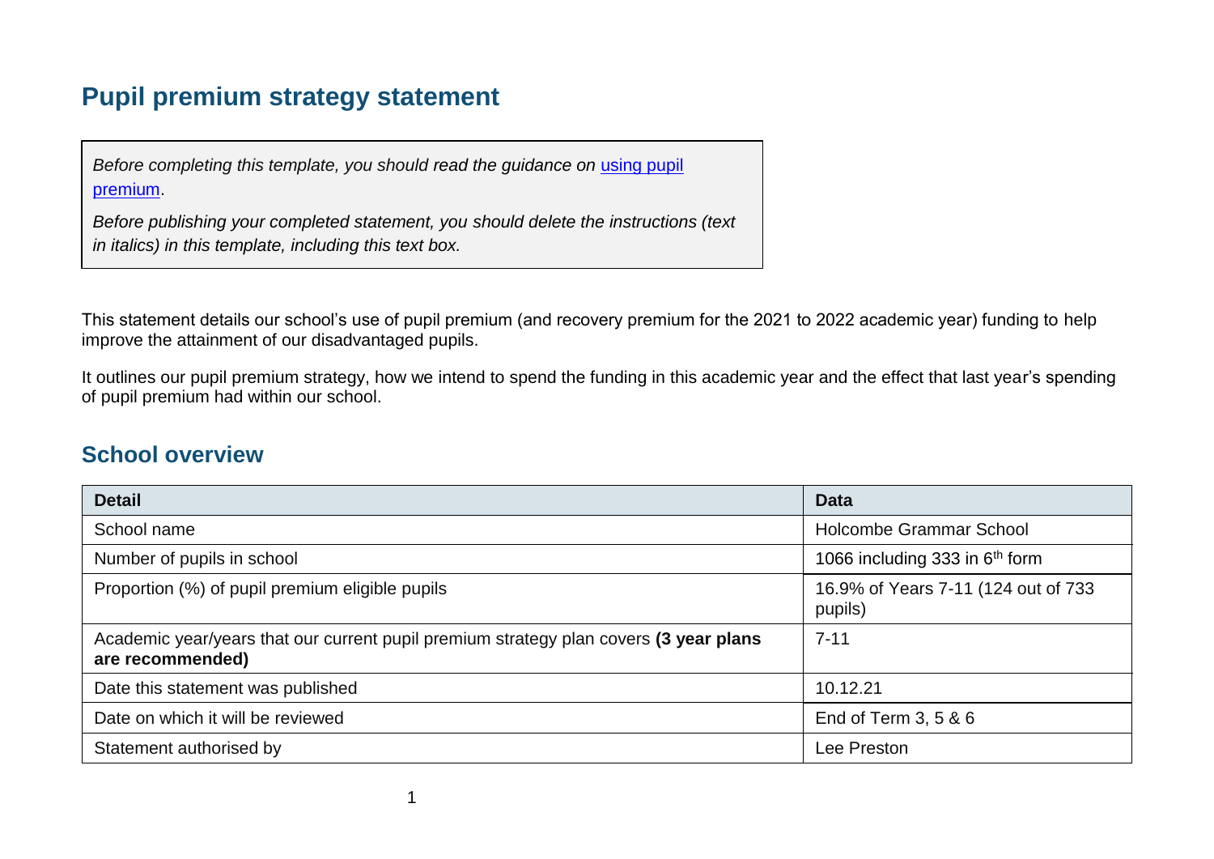# Pupil premium strategy statement

*Before completing this template, you should read the guidance on* [using pupil premium](using pupil premium).

*Before publishing your completed statement, you should delete the instructions (text in italics) in this template, including this text box.*

This statement details our school's use of pupil premium (and recovery premium for the 2021 to 2022 academic year) funding to help improve the attainment of our disadvantaged pupils.

It outlines our pupil premium strategy, how we intend to spend the funding in this academic year and the effect that last year's spending of pupil premium had within our school.

## School overview

| Detail | Data |
|---|---|
| School name | Holcombe Grammar School |
| Number of pupils in school | 1066 including 333 in 6th form |
| Proportion (%) of pupil premium eligible pupils | 16.9% of Years 7-11 (124 out of 733 pupils) |
| Academic year/years that our current pupil premium strategy plan covers **(3 year plans are recommended)** | 7-11 |
| Date this statement was published | 10.12.21 |
| Date on which it will be reviewed | End of Term 3, 5 & 6 |
| Statement authorised by | Lee Preston |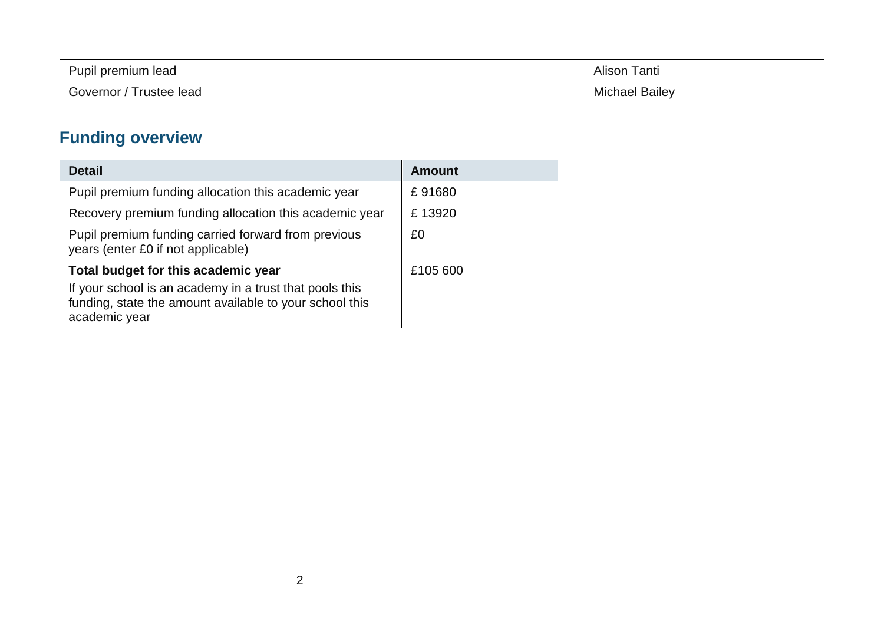| Pupil premium lead | Alison Tanti |
| --- | --- |
| Governor / Trustee lead | Michael Bailey |

## Funding overview

| Detail | Amount |
| --- | --- |
| Pupil premium funding allocation this academic year | £ 91680 |
| Recovery premium funding allocation this academic year | £ 13920 |
| Pupil premium funding carried forward from previous years (enter £0 if not applicable) | £0 |
| **Total budget for this academic year**<br>If your school is an academy in a trust that pools this funding, state the amount available to your school this academic year | £105 600 |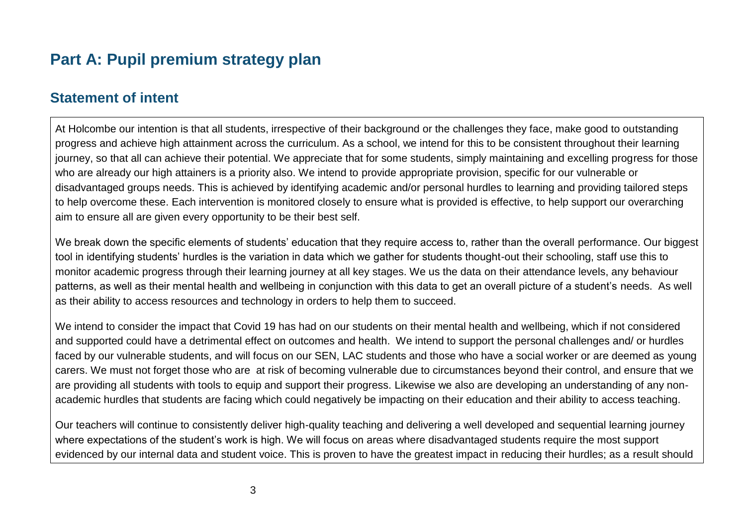# Part A: Pupil premium strategy plan

## Statement of intent

At Holcombe our intention is that all students, irrespective of their background or the challenges they face, make good to outstanding progress and achieve high attainment across the curriculum. As a school, we intend for this to be consistent throughout their learning journey, so that all can achieve their potential. We appreciate that for some students, simply maintaining and excelling progress for those who are already our high attainers is a priority also. We intend to provide appropriate provision, specific for our vulnerable or disadvantaged groups needs. This is achieved by identifying academic and/or personal hurdles to learning and providing tailored steps to help overcome these. Each intervention is monitored closely to ensure what is provided is effective, to help support our overarching aim to ensure all are given every opportunity to be their best self.

We break down the specific elements of students' education that they require access to, rather than the overall performance. Our biggest tool in identifying students' hurdles is the variation in data which we gather for students thought-out their schooling, staff use this to monitor academic progress through their learning journey at all key stages. We us the data on their attendance levels, any behaviour patterns, as well as their mental health and wellbeing in conjunction with this data to get an overall picture of a student's needs. As well as their ability to access resources and technology in orders to help them to succeed.

We intend to consider the impact that Covid 19 has had on our students on their mental health and wellbeing, which if not considered and supported could have a detrimental effect on outcomes and health. We intend to support the personal challenges and/ or hurdles faced by our vulnerable students, and will focus on our SEN, LAC students and those who have a social worker or are deemed as young carers. We must not forget those who are at risk of becoming vulnerable due to circumstances beyond their control, and ensure that we are providing all students with tools to equip and support their progress. Likewise we also are developing an understanding of any non-academic hurdles that students are facing which could negatively be impacting on their education and their ability to access teaching.

Our teachers will continue to consistently deliver high-quality teaching and delivering a well developed and sequential learning journey where expectations of the student's work is high. We will focus on areas where disadvantaged students require the most support evidenced by our internal data and student voice. This is proven to have the greatest impact in reducing their hurdles; as a result should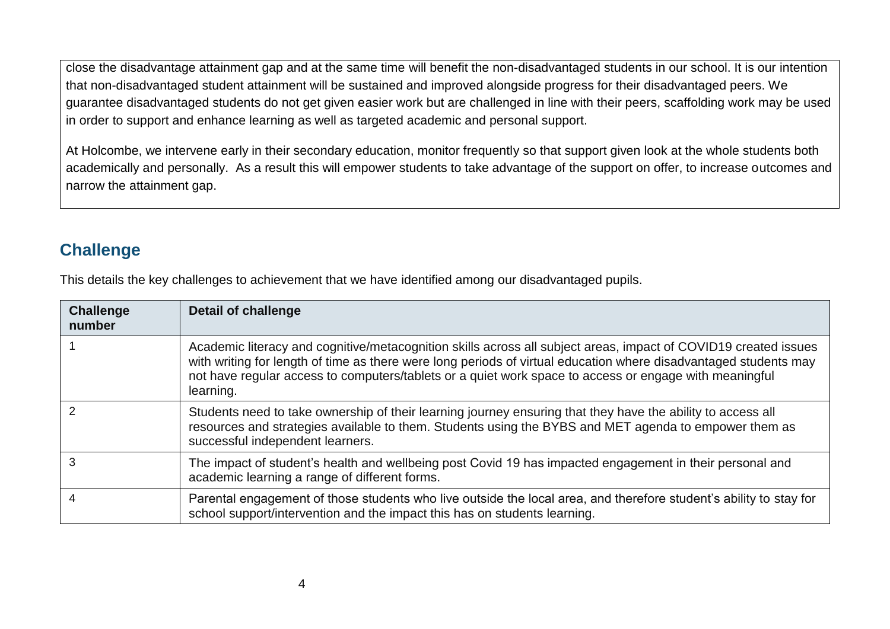close the disadvantage attainment gap and at the same time will benefit the non-disadvantaged students in our school. It is our intention that non-disadvantaged student attainment will be sustained and improved alongside progress for their disadvantaged peers. We guarantee disadvantaged students do not get given easier work but are challenged in line with their peers, scaffolding work may be used in order to support and enhance learning as well as targeted academic and personal support.

At Holcombe, we intervene early in their secondary education, monitor frequently so that support given look at the whole students both academically and personally. As a result this will empower students to take advantage of the support on offer, to increase outcomes and narrow the attainment gap.

## Challenge

This details the key challenges to achievement that we have identified among our disadvantaged pupils.

| Challenge number | Detail of challenge |
| --- | --- |
| 1 | Academic literacy and cognitive/metacognition skills across all subject areas, impact of COVID19 created issues with writing for length of time as there were long periods of virtual education where disadvantaged students may not have regular access to computers/tablets or a quiet work space to access or engage with meaningful learning. |
| 2 | Students need to take ownership of their learning journey ensuring that they have the ability to access all resources and strategies available to them. Students using the BYBS and MET agenda to empower them as successful independent learners. |
| 3 | The impact of student's health and wellbeing post Covid 19 has impacted engagement in their personal and academic learning a range of different forms. |
| 4 | Parental engagement of those students who live outside the local area, and therefore student's ability to stay for school support/intervention and the impact this has on students learning. |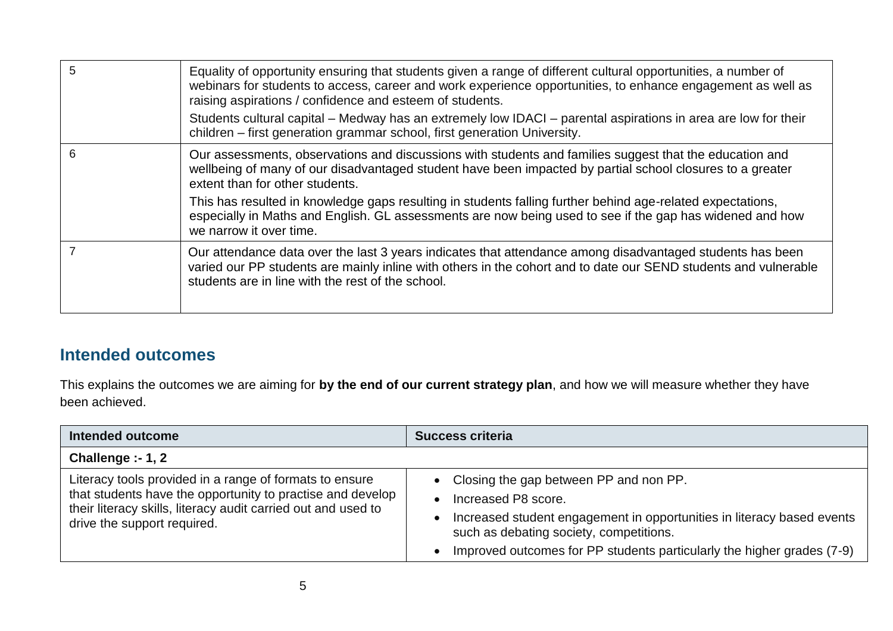| | |
|---|---|
| 5 | Equality of opportunity ensuring that students given a range of different cultural opportunities, a number of webinars for students to access, career and work experience opportunities, to enhance engagement as well as raising aspirations / confidence and esteem of students.<br><br>Students cultural capital – Medway has an extremely low IDACI – parental aspirations in area are low for their children – first generation grammar school, first generation University. |
| 6 | Our assessments, observations and discussions with students and families suggest that the education and wellbeing of many of our disadvantaged student have been impacted by partial school closures to a greater extent than for other students.<br><br>This has resulted in knowledge gaps resulting in students falling further behind age-related expectations, especially in Maths and English. GL assessments are now being used to see if the gap has widened and how we narrow it over time. |
| 7 | Our attendance data over the last 3 years indicates that attendance among disadvantaged students has been varied our PP students are mainly inline with others in the cohort and to date our SEND students and vulnerable students are in line with the rest of the school. |

## Intended outcomes

This explains the outcomes we are aiming for **by the end of our current strategy plan**, and how we will measure whether they have been achieved.

| Intended outcome | Success criteria |
|---|---|
| **Challenge :- 1, 2** | |
| Literacy tools provided in a range of formats to ensure that students have the opportunity to practise and develop their literacy skills, literacy audit carried out and used to drive the support required. | • Closing the gap between PP and non PP.<br>• Increased P8 score.<br>• Increased student engagement in opportunities in literacy based events such as debating society, competitions.<br>• Improved outcomes for PP students particularly the higher grades (7-9) |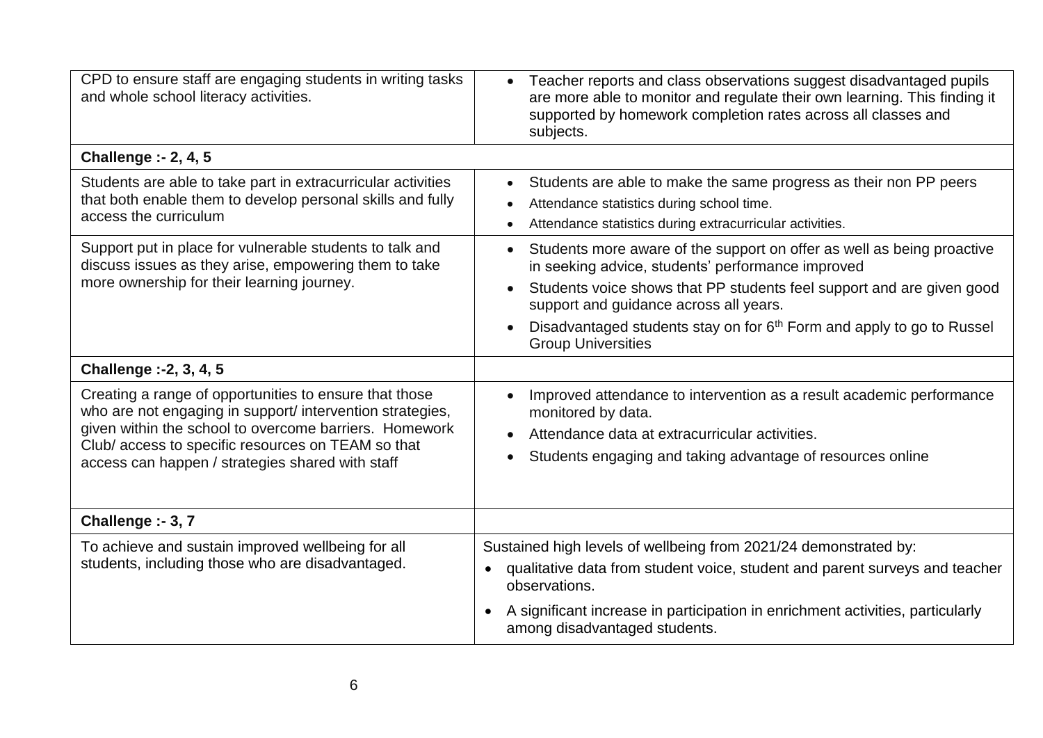| | |
|---|---|
| CPD to ensure staff are engaging students in writing tasks and whole school literacy activities. | • Teacher reports and class observations suggest disadvantaged pupils are more able to monitor and regulate their own learning. This finding it supported by homework completion rates across all classes and subjects. |
| **Challenge :- 2, 4, 5** | |
| Students are able to take part in extracurricular activities that both enable them to develop personal skills and fully access the curriculum | • Students are able to make the same progress as their non PP peers<br>• Attendance statistics during school time.<br>• Attendance statistics during extracurricular activities. |
| Support put in place for vulnerable students to talk and discuss issues as they arise, empowering them to take more ownership for their learning journey. | • Students more aware of the support on offer as well as being proactive in seeking advice, students' performance improved<br>• Students voice shows that PP students feel support and are given good support and guidance across all years.<br>• Disadvantaged students stay on for 6th Form and apply to go to Russel Group Universities |
| **Challenge :-2, 3, 4, 5** | |
| Creating a range of opportunities to ensure that those who are not engaging in support/ intervention strategies, given within the school to overcome barriers. Homework Club/ access to specific resources on TEAM so that access can happen / strategies shared with staff | • Improved attendance to intervention as a result academic performance monitored by data.<br>• Attendance data at extracurricular activities.<br>• Students engaging and taking advantage of resources online |
| **Challenge :- 3, 7** | |
| To achieve and sustain improved wellbeing for all students, including those who are disadvantaged. | Sustained high levels of wellbeing from 2021/24 demonstrated by:<br>• qualitative data from student voice, student and parent surveys and teacher observations.<br>• A significant increase in participation in enrichment activities, particularly among disadvantaged students. |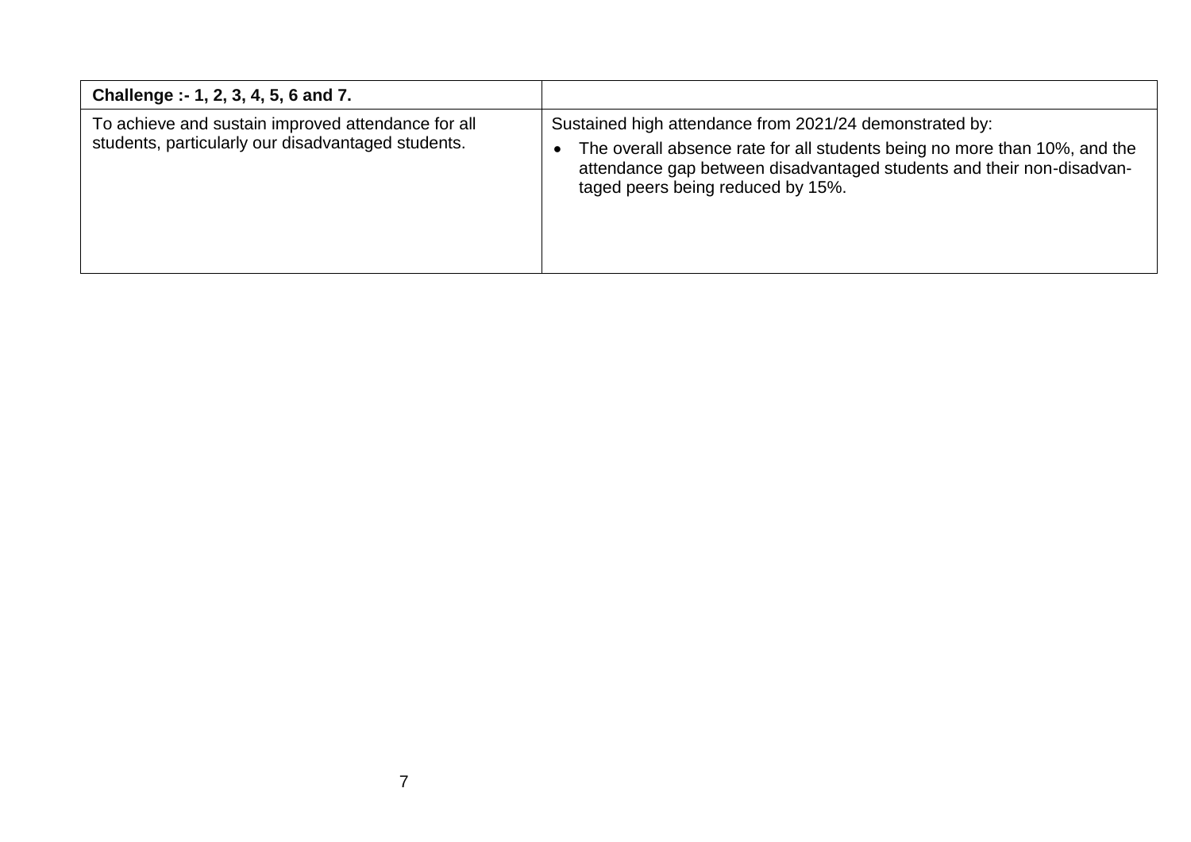| Challenge :- 1, 2, 3, 4, 5, 6 and 7. | |
|---|---|
| To achieve and sustain improved attendance for all students, particularly our disadvantaged students. | Sustained high attendance from 2021/24 demonstrated by:<br>• The overall absence rate for all students being no more than 10%, and the attendance gap between disadvantaged students and their non-disadvantaged peers being reduced by 15%. |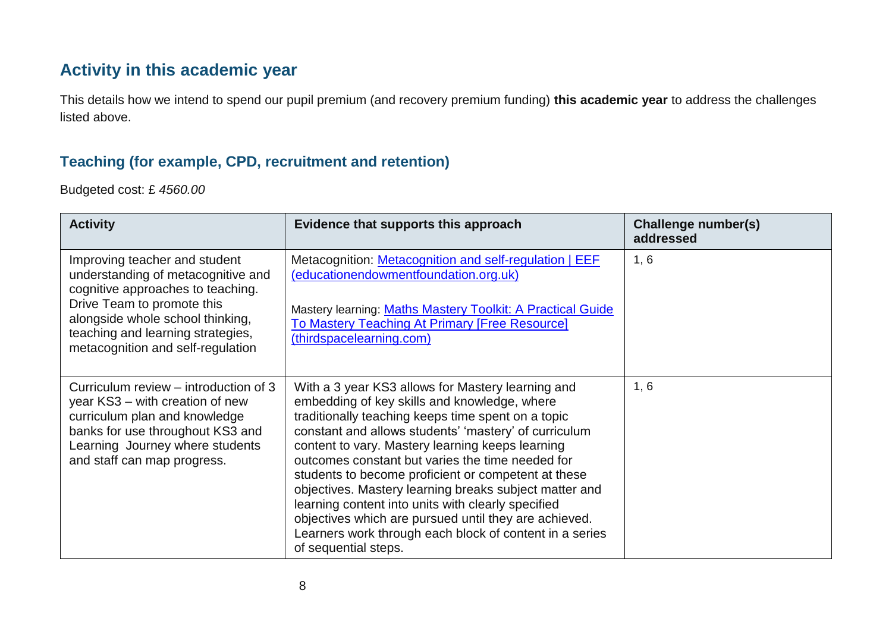## Activity in this academic year

This details how we intend to spend our pupil premium (and recovery premium funding) **this academic year** to address the challenges listed above.

### Teaching (for example, CPD, recruitment and retention)

Budgeted cost: £ *4560.00*

| Activity | Evidence that supports this approach | Challenge number(s) addressed |
| --- | --- | --- |
| Improving teacher and student understanding of metacognitive and cognitive approaches to teaching. Drive Team to promote this alongside whole school thinking, teaching and learning strategies, metacognition and self-regulation | Metacognition: [Metacognition and self-regulation \| EEF (educationendowmentfoundation.org.uk)](educationendowmentfoundation.org.uk)<br><br>Mastery learning: [Maths Mastery Toolkit: A Practical Guide To Mastery Teaching At Primary [Free Resource] (thirdspacelearning.com)](thirdspacelearning.com) | 1, 6 |
| Curriculum review – introduction of 3 year KS3 – with creation of new curriculum plan and knowledge banks for use throughout KS3 and Learning Journey where students and staff can map progress. | With a 3 year KS3 allows for Mastery learning and embedding of key skills and knowledge, where traditionally teaching keeps time spent on a topic constant and allows students' 'mastery' of curriculum content to vary. Mastery learning keeps learning outcomes constant but varies the time needed for students to become proficient or competent at these objectives. Mastery learning breaks subject matter and learning content into units with clearly specified objectives which are pursued until they are achieved. Learners work through each block of content in a series of sequential steps. | 1, 6 |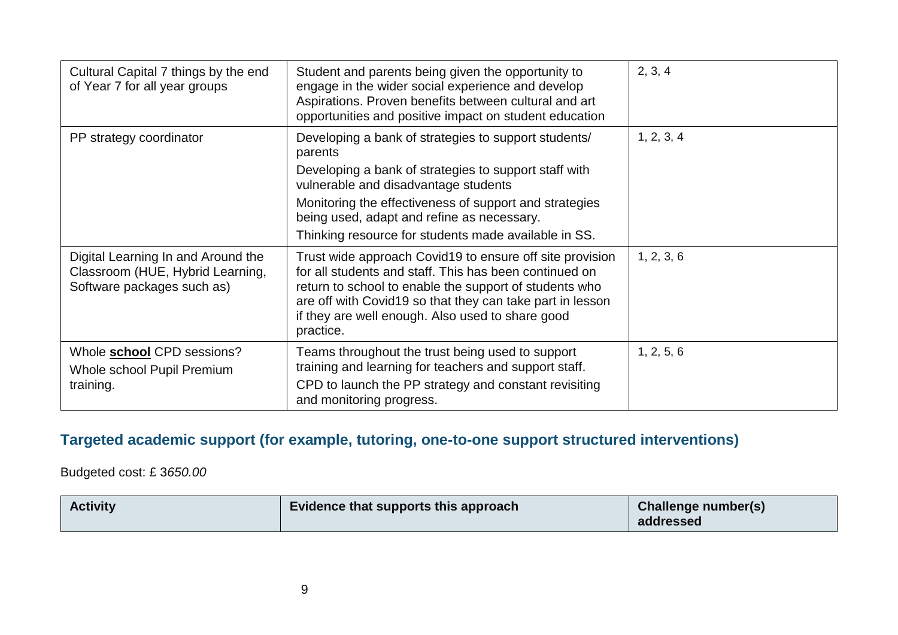| Cultural Capital 7 things by the end of Year 7 for all year groups | Student and parents being given the opportunity to engage in the wider social experience and develop Aspirations. Proven benefits between cultural and art opportunities and positive impact on student education | 2, 3, 4 |
|---|---|---|
| PP strategy coordinator | Developing a bank of strategies to support students/ parents<br>Developing a bank of strategies to support staff with vulnerable and disadvantage students<br>Monitoring the effectiveness of support and strategies being used, adapt and refine as necessary.<br>Thinking resource for students made available in SS. | 1, 2, 3, 4 |
| Digital Learning In and Around the Classroom (HUE, Hybrid Learning, Software packages such as) | Trust wide approach Covid19 to ensure off site provision for all students and staff. This has been continued on return to school to enable the support of students who are off with Covid19 so that they can take part in lesson if they are well enough. Also used to share good practice. | 1, 2, 3, 6 |
| Whole **school** CPD sessions?<br>Whole school Pupil Premium training. | Teams throughout the trust being used to support training and learning for teachers and support staff.<br>CPD to launch the PP strategy and constant revisiting and monitoring progress. | 1, 2, 5, 6 |

### Targeted academic support (for example, tutoring, one-to-one support structured interventions)

Budgeted cost: £ 3*650.00*

| Activity | Evidence that supports this approach | Challenge number(s) addressed |
|---|---|---|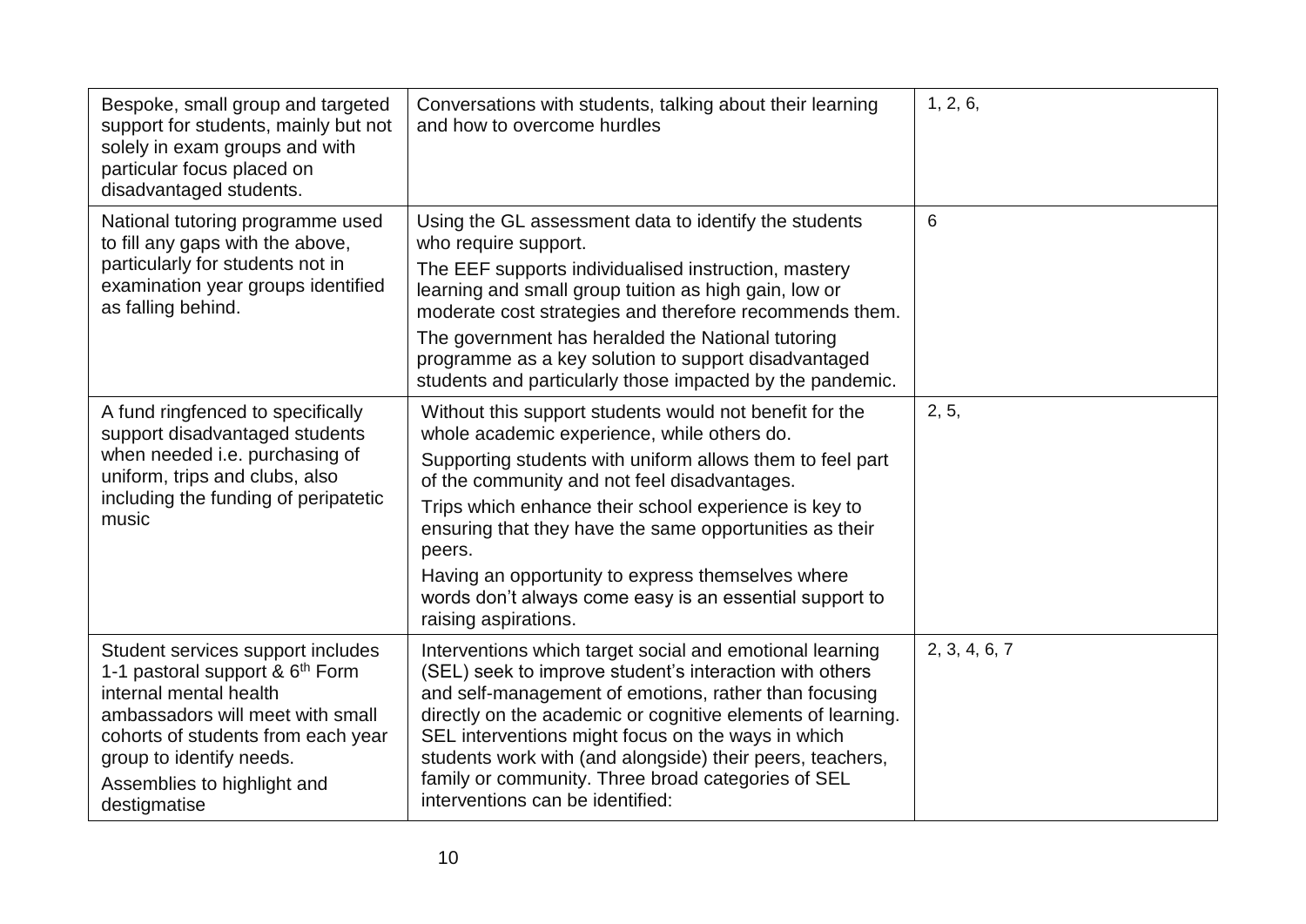| | | |
|---|---|---|
| Bespoke, small group and targeted support for students, mainly but not solely in exam groups and with particular focus placed on disadvantaged students. | Conversations with students, talking about their learning and how to overcome hurdles | 1, 2, 6, |
| National tutoring programme used to fill any gaps with the above, particularly for students not in examination year groups identified as falling behind. | Using the GL assessment data to identify the students who require support.<br>The EEF supports individualised instruction, mastery learning and small group tuition as high gain, low or moderate cost strategies and therefore recommends them.<br>The government has heralded the National tutoring programme as a key solution to support disadvantaged students and particularly those impacted by the pandemic. | 6 |
| A fund ringfenced to specifically support disadvantaged students when needed i.e. purchasing of uniform, trips and clubs, also including the funding of peripatetic music | Without this support students would not benefit for the whole academic experience, while others do.<br>Supporting students with uniform allows them to feel part of the community and not feel disadvantages.<br>Trips which enhance their school experience is key to ensuring that they have the same opportunities as their peers.<br>Having an opportunity to express themselves where words don't always come easy is an essential support to raising aspirations. | 2, 5, |
| Student services support includes 1-1 pastoral support & 6th Form internal mental health ambassadors will meet with small cohorts of students from each year group to identify needs.<br>Assemblies to highlight and destigmatise | Interventions which target social and emotional learning (SEL) seek to improve student's interaction with others and self-management of emotions, rather than focusing directly on the academic or cognitive elements of learning. SEL interventions might focus on the ways in which students work with (and alongside) their peers, teachers, family or community. Three broad categories of SEL interventions can be identified: | 2, 3, 4, 6, 7 |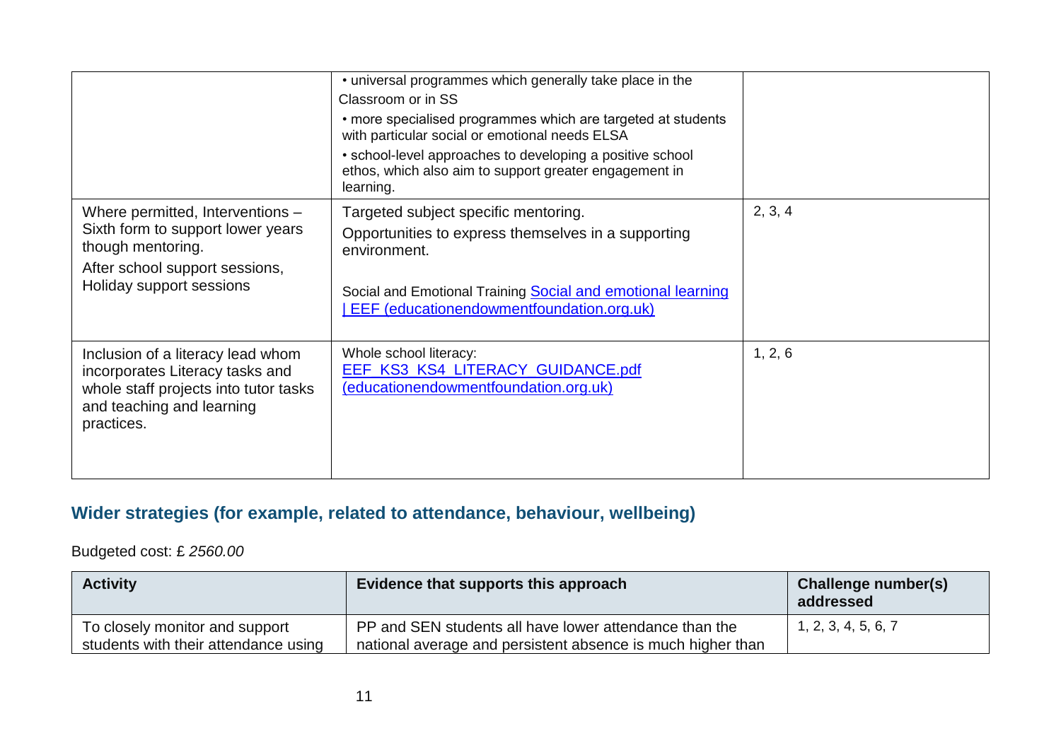|  |  |  |
|---|---|---|
|  | • universal programmes which generally take place in the Classroom or in SS<br>• more specialised programmes which are targeted at students with particular social or emotional needs ELSA<br>• school-level approaches to developing a positive school ethos, which also aim to support greater engagement in learning. |  |
| Where permitted, Interventions – Sixth form to support lower years though mentoring.<br>After school support sessions, Holiday support sessions | Targeted subject specific mentoring.<br>Opportunities to express themselves in a supporting environment.<br><br>Social and Emotional Training [Social and emotional learning \| EEF (educationendowmentfoundation.org.uk)](https://educationendowmentfoundation.org.uk) | 2, 3, 4 |
| Inclusion of a literacy lead whom incorporates Literacy tasks and whole staff projects into tutor tasks and teaching and learning practices. | Whole school literacy:<br>[EEF_KS3_KS4_LITERACY_GUIDANCE.pdf (educationendowmentfoundation.org.uk)](https://educationendowmentfoundation.org.uk) | 1, 2, 6 |

## Wider strategies (for example, related to attendance, behaviour, wellbeing)

Budgeted cost: £ *2560.00*

| Activity | Evidence that supports this approach | Challenge number(s) addressed |
|---|---|---|
| To closely monitor and support students with their attendance using | PP and SEN students all have lower attendance than the national average and persistent absence is much higher than | 1, 2, 3, 4, 5, 6, 7 |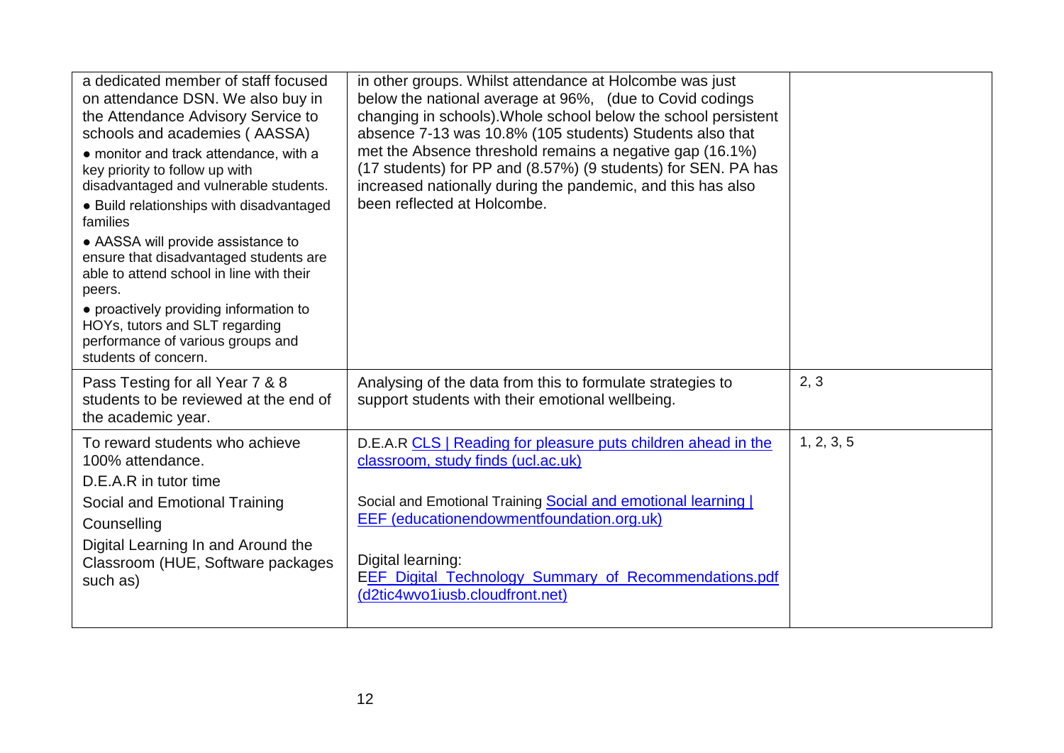| | | |
|---|---|---|
| a dedicated member of staff focused on attendance DSN. We also buy in the Attendance Advisory Service to schools and academies ( AASSA)<br>● monitor and track attendance, with a key priority to follow up with disadvantaged and vulnerable students.<br>● Build relationships with disadvantaged families<br>● AASSA will provide assistance to ensure that disadvantaged students are able to attend school in line with their peers.<br>● proactively providing information to HOYs, tutors and SLT regarding performance of various groups and students of concern. | in other groups. Whilst attendance at Holcombe was just below the national average at 96%, (due to Covid codings changing in schools).Whole school below the school persistent absence 7-13 was 10.8% (105 students) Students also that met the Absence threshold remains a negative gap (16.1%) (17 students) for PP and (8.57%) (9 students) for SEN. PA has increased nationally during the pandemic, and this has also been reflected at Holcombe. | |
| Pass Testing for all Year 7 & 8 students to be reviewed at the end of the academic year. | Analysing of the data from this to formulate strategies to support students with their emotional wellbeing. | 2, 3 |
| To reward students who achieve 100% attendance.<br>D.E.A.R in tutor time<br>Social and Emotional Training<br>Counselling<br>Digital Learning In and Around the Classroom (HUE, Software packages such as) | D.E.A.R [CLS \| Reading for pleasure puts children ahead in the classroom, study finds (ucl.ac.uk)]<br><br>Social and Emotional Training [Social and emotional learning \| EEF (educationendowmentfoundation.org.uk)]<br><br>Digital learning:<br>[EEF_Digital_Technology_Summary_of_Recommendations.pdf (d2tic4wvo1iusb.cloudfront.net)] | 1, 2, 3, 5 |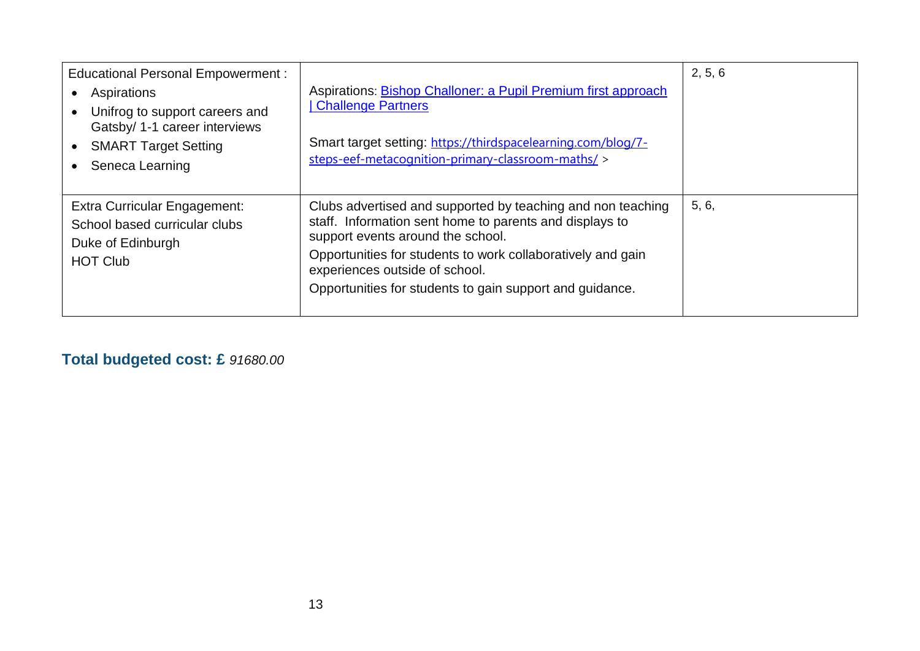| | | |
|---|---|---|
| Educational Personal Empowerment :<br>• Aspirations<br>• Unifrog to support careers and Gatsby/ 1-1 career interviews<br>• SMART Target Setting<br>• Seneca Learning | Aspirations: [Bishop Challoner: a Pupil Premium first approach \| Challenge Partners]()<br><br>Smart target setting: [https://thirdspacelearning.com/blog/7-steps-eef-metacognition-primary-classroom-maths/](https://thirdspacelearning.com/blog/7-steps-eef-metacognition-primary-classroom-maths/) > | 2, 5, 6 |
| Extra Curricular Engagement:<br>School based curricular clubs<br>Duke of Edinburgh<br>HOT Club | Clubs advertised and supported by teaching and non teaching staff. Information sent home to parents and displays to support events around the school.<br>Opportunities for students to work collaboratively and gain experiences outside of school.<br>Opportunities for students to gain support and guidance. | 5, 6, |

**Total budgeted cost: £** *91680.00*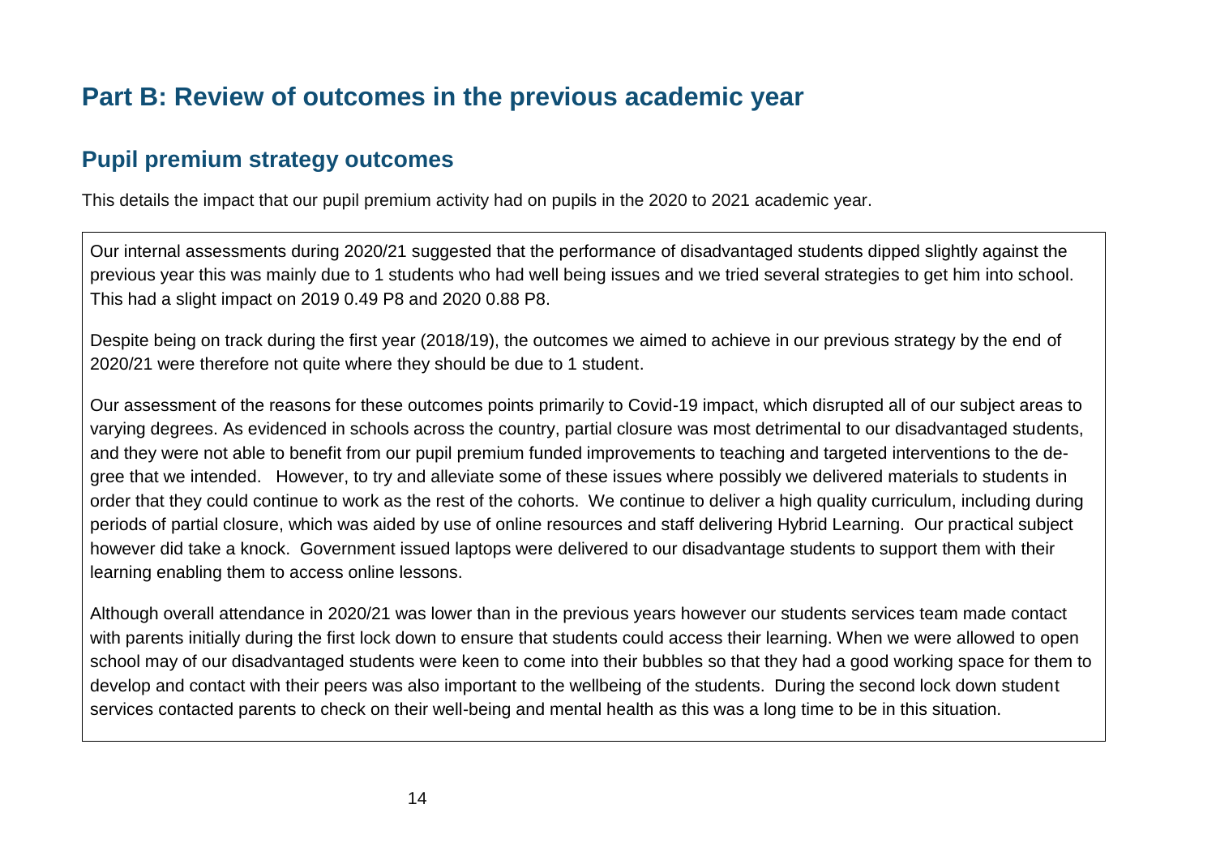# Part B: Review of outcomes in the previous academic year

## Pupil premium strategy outcomes

This details the impact that our pupil premium activity had on pupils in the 2020 to 2021 academic year.

Our internal assessments during 2020/21 suggested that the performance of disadvantaged students dipped slightly against the previous year this was mainly due to 1 students who had well being issues and we tried several strategies to get him into school. This had a slight impact on 2019 0.49 P8 and 2020 0.88 P8.

Despite being on track during the first year (2018/19), the outcomes we aimed to achieve in our previous strategy by the end of 2020/21 were therefore not quite where they should be due to 1 student.

Our assessment of the reasons for these outcomes points primarily to Covid-19 impact, which disrupted all of our subject areas to varying degrees. As evidenced in schools across the country, partial closure was most detrimental to our disadvantaged students, and they were not able to benefit from our pupil premium funded improvements to teaching and targeted interventions to the degree that we intended. However, to try and alleviate some of these issues where possibly we delivered materials to students in order that they could continue to work as the rest of the cohorts. We continue to deliver a high quality curriculum, including during periods of partial closure, which was aided by use of online resources and staff delivering Hybrid Learning. Our practical subject however did take a knock. Government issued laptops were delivered to our disadvantage students to support them with their learning enabling them to access online lessons.

Although overall attendance in 2020/21 was lower than in the previous years however our students services team made contact with parents initially during the first lock down to ensure that students could access their learning. When we were allowed to open school may of our disadvantaged students were keen to come into their bubbles so that they had a good working space for them to develop and contact with their peers was also important to the wellbeing of the students. During the second lock down student services contacted parents to check on their well-being and mental health as this was a long time to be in this situation.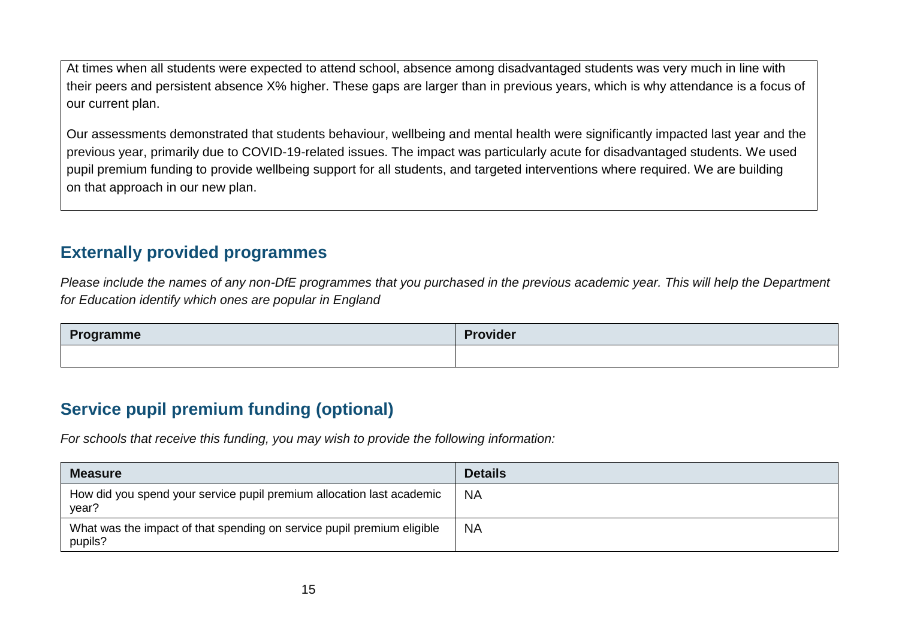At times when all students were expected to attend school, absence among disadvantaged students was very much in line with their peers and persistent absence X% higher. These gaps are larger than in previous years, which is why attendance is a focus of our current plan.

Our assessments demonstrated that students behaviour, wellbeing and mental health were significantly impacted last year and the previous year, primarily due to COVID-19-related issues. The impact was particularly acute for disadvantaged students. We used pupil premium funding to provide wellbeing support for all students, and targeted interventions where required. We are building on that approach in our new plan.

## Externally provided programmes

*Please include the names of any non-DfE programmes that you purchased in the previous academic year. This will help the Department for Education identify which ones are popular in England*

| Programme | Provider |
|---|---|
| | |

## Service pupil premium funding (optional)

*For schools that receive this funding, you may wish to provide the following information:*

| Measure | Details |
|---|---|
| How did you spend your service pupil premium allocation last academic year? | NA |
| What was the impact of that spending on service pupil premium eligible pupils? | NA |